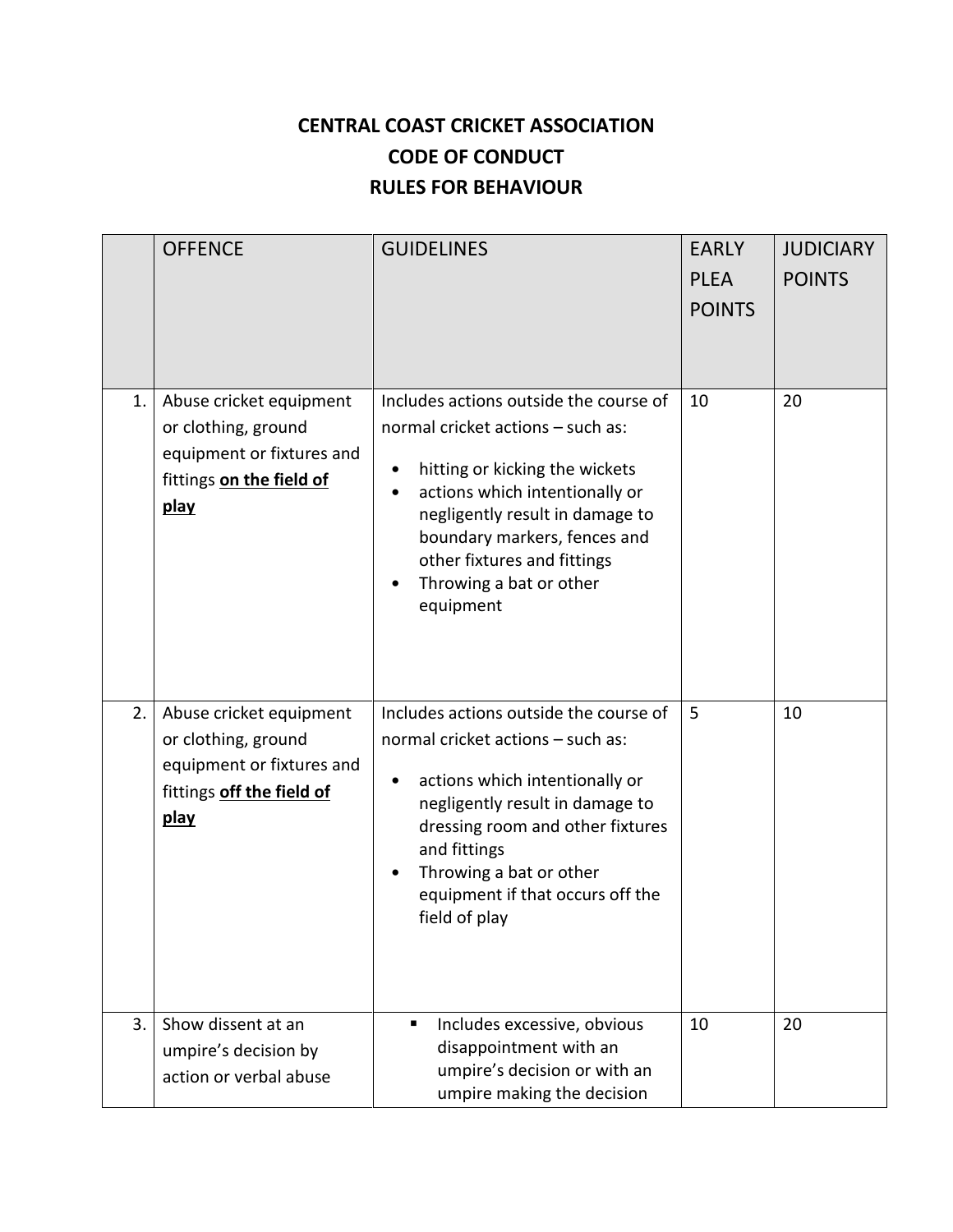# CENTRAL COAST CRICKET ASSOCIATION
# CODE OF CONDUCT
# RULES FOR BEHAVIOUR

| | OFFENCE | GUIDELINES | EARLY PLEA POINTS | JUDICIARY POINTS |
|---|---|---|---|---|
| 1. | Abuse cricket equipment or clothing, ground equipment or fixtures and fittings **on the field of play** | Includes actions outside the course of normal cricket actions – such as:<br>• hitting or kicking the wickets<br>• actions which intentionally or negligently result in damage to boundary markers, fences and other fixtures and fittings<br>• Throwing a bat or other equipment | 10 | 20 |
| 2. | Abuse cricket equipment or clothing, ground equipment or fixtures and fittings **off the field of play** | Includes actions outside the course of normal cricket actions – such as:<br>• actions which intentionally or negligently result in damage to dressing room and other fixtures and fittings<br>• Throwing a bat or other equipment if that occurs off the field of play | 5 | 10 |
| 3. | Show dissent at an umpire's decision by action or verbal abuse | ▪ Includes excessive, obvious disappointment with an umpire's decision or with an umpire making the decision | 10 | 20 |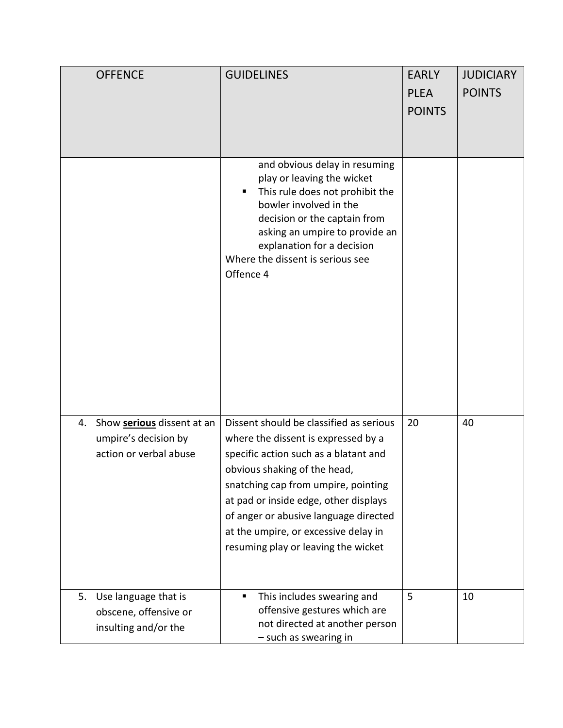|  | OFFENCE | GUIDELINES | EARLY PLEA POINTS | JUDICIARY POINTS |
|---|---|---|---|---|
|  |  | and obvious delay in resuming play or leaving the wicket<br>▪ This rule does not prohibit the bowler involved in the decision or the captain from asking an umpire to provide an explanation for a decision<br>Where the dissent is serious see Offence 4 |  |  |
| 4. | Show **<u>serious</u>** dissent at an umpire's decision by action or verbal abuse | Dissent should be classified as serious where the dissent is expressed by a specific action such as a blatant and obvious shaking of the head, snatching cap from umpire, pointing at pad or inside edge, other displays of anger or abusive language directed at the umpire, or excessive delay in resuming play or leaving the wicket | 20 | 40 |
| 5. | Use language that is obscene, offensive or insulting and/or the | ▪ This includes swearing and offensive gestures which are not directed at another person – such as swearing in | 5 | 10 |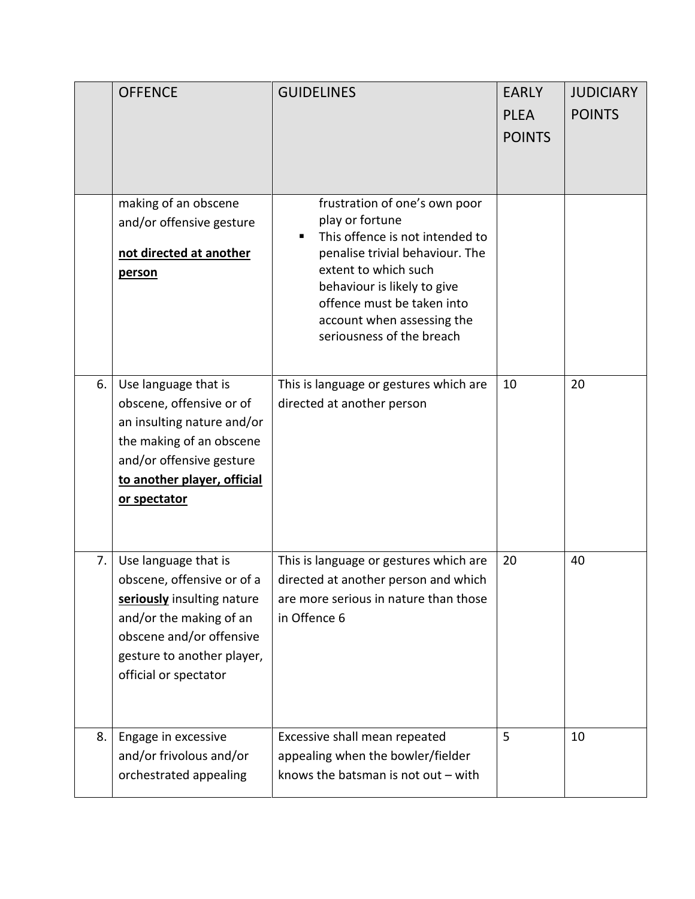|  | OFFENCE | GUIDELINES | EARLY PLEA POINTS | JUDICIARY POINTS |
|---|---|---|---|---|
|  | making of an obscene and/or offensive gesture<br><br>**<u>not directed at another person</u>** | frustration of one's own poor play or fortune<br>▪ This offence is not intended to penalise trivial behaviour. The extent to which such behaviour is likely to give offence must be taken into account when assessing the seriousness of the breach |  |  |
| 6. | Use language that is obscene, offensive or of an insulting nature and/or the making of an obscene and/or offensive gesture **<u>to another player, official or spectator</u>** | This is language or gestures which are directed at another person | 10 | 20 |
| 7. | Use language that is obscene, offensive or of a **<u>seriously</u>** insulting nature and/or the making of an obscene and/or offensive gesture to another player, official or spectator | This is language or gestures which are directed at another person and which are more serious in nature than those in Offence 6 | 20 | 40 |
| 8. | Engage in excessive and/or frivolous and/or orchestrated appealing | Excessive shall mean repeated appealing when the bowler/fielder knows the batsman is not out – with | 5 | 10 |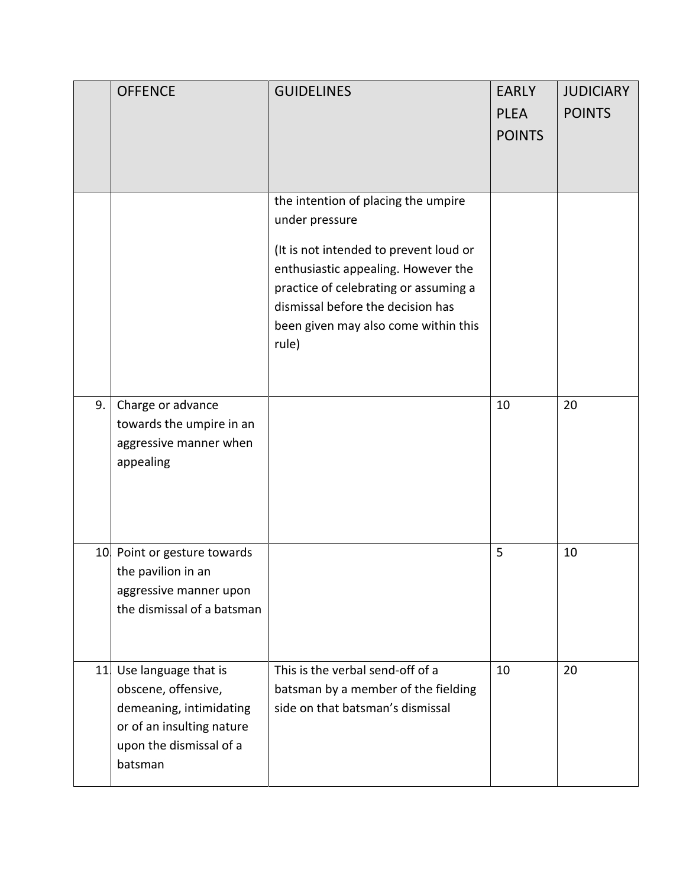| | OFFENCE | GUIDELINES | EARLY PLEA POINTS | JUDICIARY POINTS |
|---|---|---|---|---|
| | | the intention of placing the umpire under pressure<br><br>(It is not intended to prevent loud or enthusiastic appealing. However the practice of celebrating or assuming a dismissal before the decision has been given may also come within this rule) | | |
| 9. | Charge or advance towards the umpire in an aggressive manner when appealing | | 10 | 20 |
| 10. | Point or gesture towards the pavilion in an aggressive manner upon the dismissal of a batsman | | 5 | 10 |
| 11. | Use language that is obscene, offensive, demeaning, intimidating or of an insulting nature upon the dismissal of a batsman | This is the verbal send-off of a batsman by a member of the fielding side on that batsman's dismissal | 10 | 20 |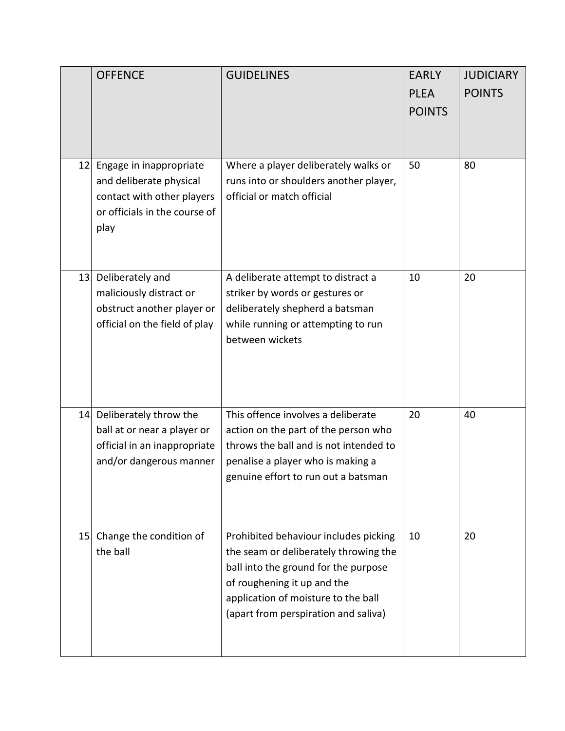| | OFFENCE | GUIDELINES | EARLY PLEA POINTS | JUDICIARY POINTS |
|---|---|---|---|---|
| 12. | Engage in inappropriate and deliberate physical contact with other players or officials in the course of play | Where a player deliberately walks or runs into or shoulders another player, official or match official | 50 | 80 |
| 13. | Deliberately and maliciously distract or obstruct another player or official on the field of play | A deliberate attempt to distract a striker by words or gestures or deliberately shepherd a batsman while running or attempting to run between wickets | 10 | 20 |
| 14. | Deliberately throw the ball at or near a player or official in an inappropriate and/or dangerous manner | This offence involves a deliberate action on the part of the person who throws the ball and is not intended to penalise a player who is making a genuine effort to run out a batsman | 20 | 40 |
| 15. | Change the condition of the ball | Prohibited behaviour includes picking the seam or deliberately throwing the ball into the ground for the purpose of roughening it up and the application of moisture to the ball (apart from perspiration and saliva) | 10 | 20 |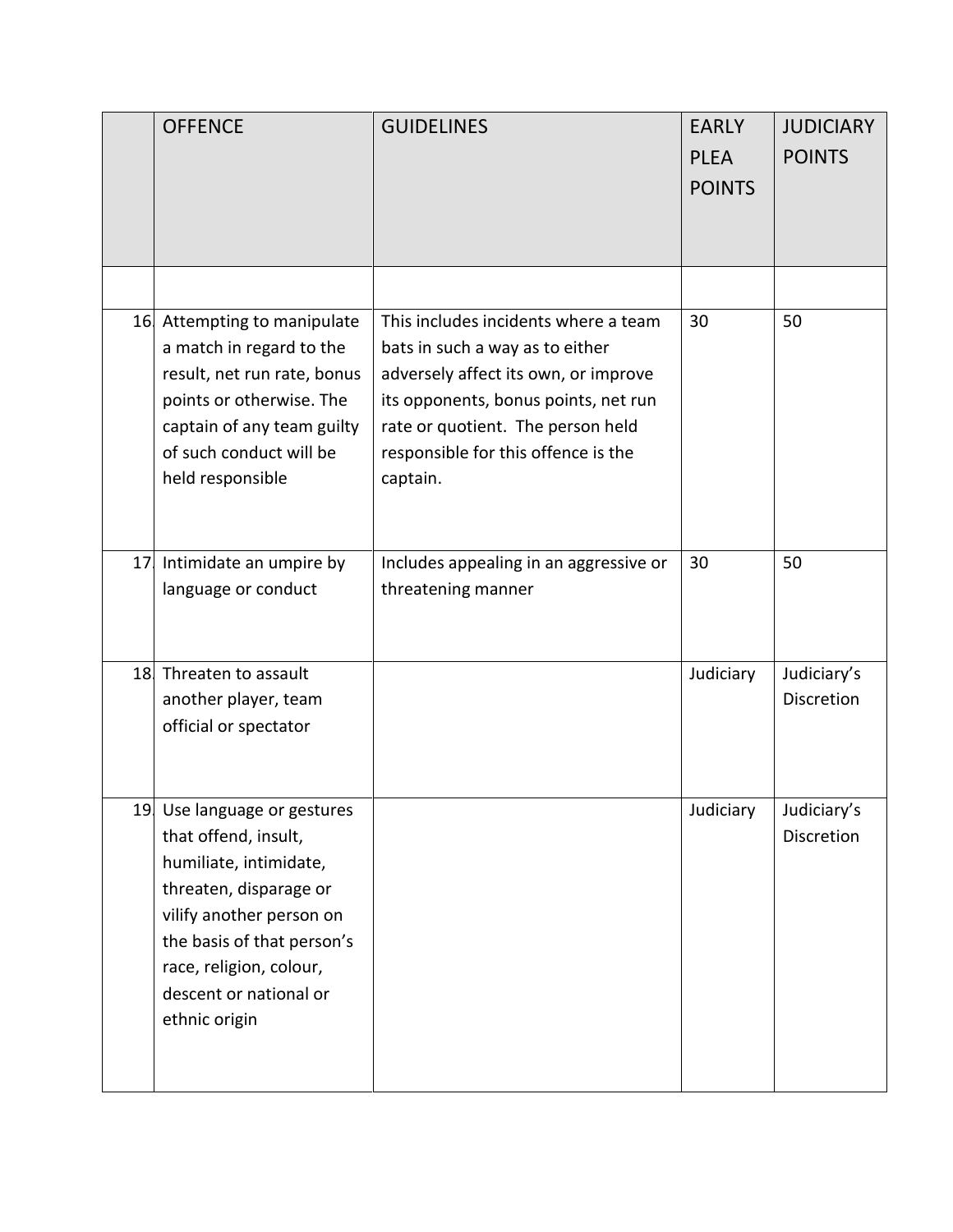| | OFFENCE | GUIDELINES | EARLY PLEA POINTS | JUDICIARY POINTS |
|---|---|---|---|---|
| | | | | |
| 16. | Attempting to manipulate a match in regard to the result, net run rate, bonus points or otherwise. The captain of any team guilty of such conduct will be held responsible | This includes incidents where a team bats in such a way as to either adversely affect its own, or improve its opponents, bonus points, net run rate or quotient. The person held responsible for this offence is the captain. | 30 | 50 |
| 17. | Intimidate an umpire by language or conduct | Includes appealing in an aggressive or threatening manner | 30 | 50 |
| 18. | Threaten to assault another player, team official or spectator | | Judiciary | Judiciary's Discretion |
| 19. | Use language or gestures that offend, insult, humiliate, intimidate, threaten, disparage or vilify another person on the basis of that person's race, religion, colour, descent or national or ethnic origin | | Judiciary | Judiciary's Discretion |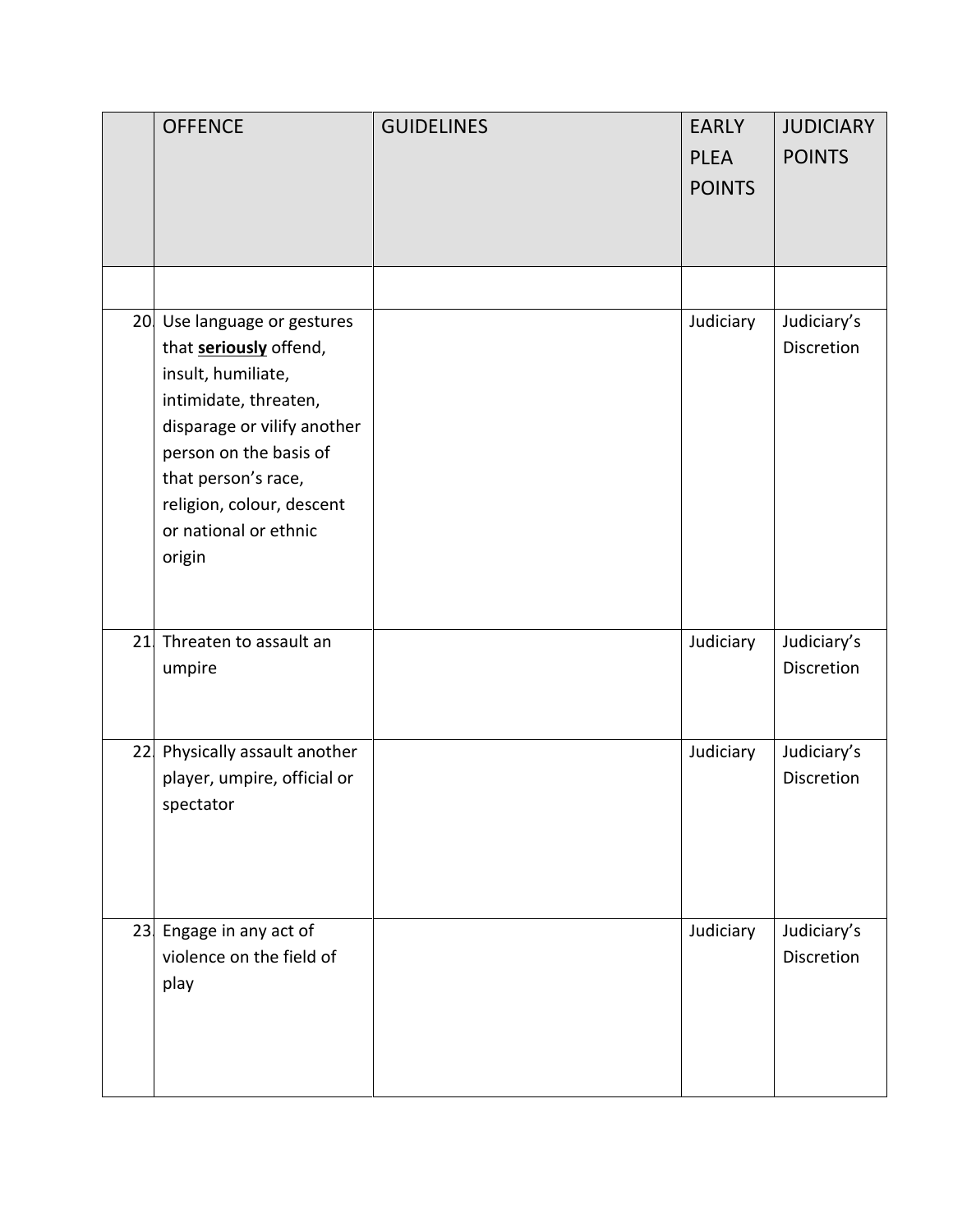| | OFFENCE | GUIDELINES | EARLY PLEA POINTS | JUDICIARY POINTS |
|---|---|---|---|---|
| | | | | |
| 20. | Use language or gestures that <u>**seriously**</u> offend, insult, humiliate, intimidate, threaten, disparage or vilify another person on the basis of that person's race, religion, colour, descent or national or ethnic origin | | Judiciary | Judiciary's Discretion |
| 21. | Threaten to assault an umpire | | Judiciary | Judiciary's Discretion |
| 22. | Physically assault another player, umpire, official or spectator | | Judiciary | Judiciary's Discretion |
| 23. | Engage in any act of violence on the field of play | | Judiciary | Judiciary's Discretion |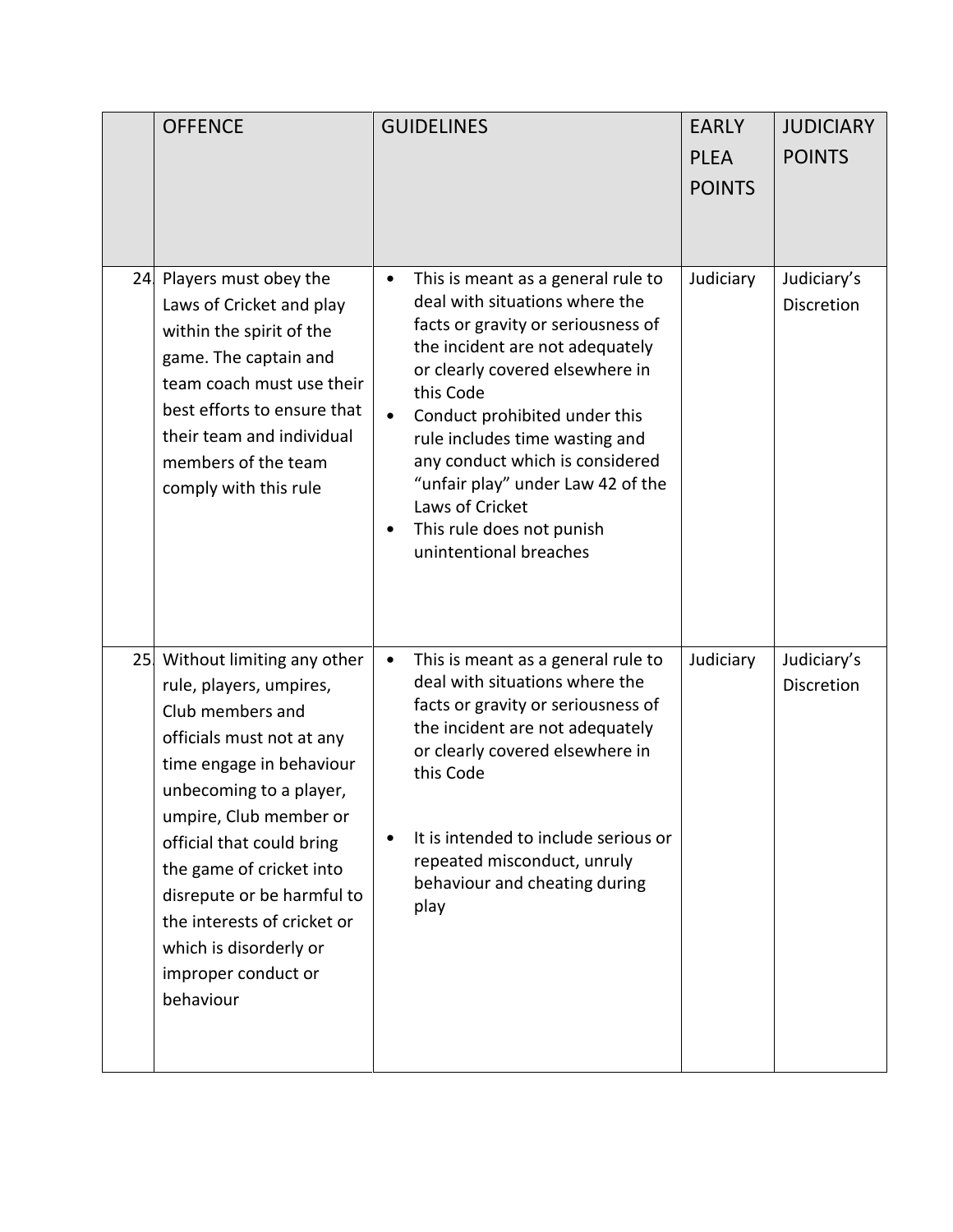| | OFFENCE | GUIDELINES | EARLY PLEA POINTS | JUDICIARY POINTS |
|---|---|---|---|---|
| 24. | Players must obey the Laws of Cricket and play within the spirit of the game. The captain and team coach must use their best efforts to ensure that their team and individual members of the team comply with this rule | • This is meant as a general rule to deal with situations where the facts or gravity or seriousness of the incident are not adequately or clearly covered elsewhere in this Code<br>• Conduct prohibited under this rule includes time wasting and any conduct which is considered "unfair play" under Law 42 of the Laws of Cricket<br>• This rule does not punish unintentional breaches | Judiciary | Judiciary's Discretion |
| 25. | Without limiting any other rule, players, umpires, Club members and officials must not at any time engage in behaviour unbecoming to a player, umpire, Club member or official that could bring the game of cricket into disrepute or be harmful to the interests of cricket or which is disorderly or improper conduct or behaviour | • This is meant as a general rule to deal with situations where the facts or gravity or seriousness of the incident are not adequately or clearly covered elsewhere in this Code<br>• It is intended to include serious or repeated misconduct, unruly behaviour and cheating during play | Judiciary | Judiciary's Discretion |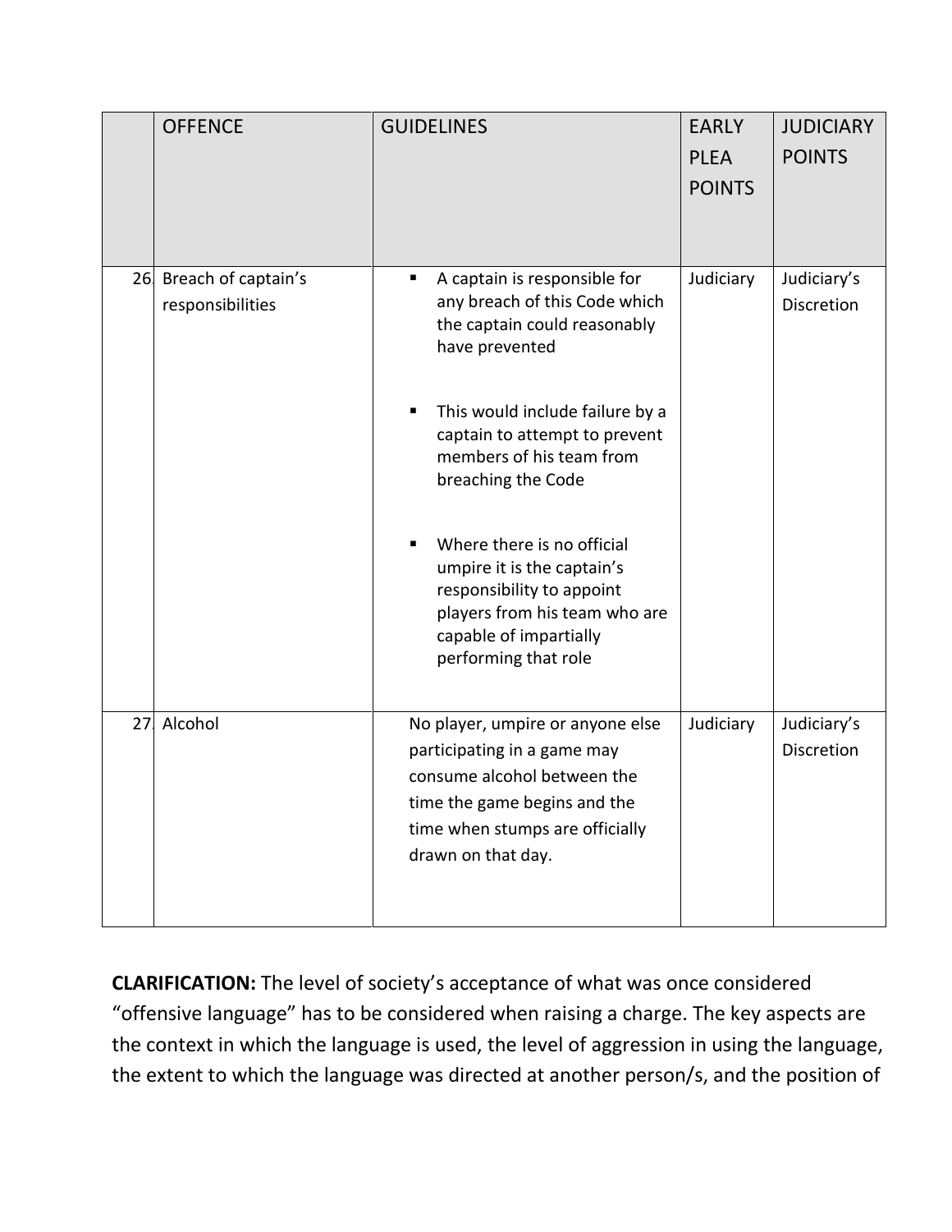|  | OFFENCE | GUIDELINES | EARLY PLEA POINTS | JUDICIARY POINTS |
|---|---|---|---|---|
| 26. | Breach of captain's responsibilities | ▪ A captain is responsible for any breach of this Code which the captain could reasonably have prevented<br><br>▪ This would include failure by a captain to attempt to prevent members of his team from breaching the Code<br><br>▪ Where there is no official umpire it is the captain's responsibility to appoint players from his team who are capable of impartially performing that role | Judiciary | Judiciary's Discretion |
| 27. | Alcohol | No player, umpire or anyone else participating in a game may consume alcohol between the time the game begins and the time when stumps are officially drawn on that day. | Judiciary | Judiciary's Discretion |

**CLARIFICATION:** The level of society's acceptance of what was once considered "offensive language" has to be considered when raising a charge. The key aspects are the context in which the language is used, the level of aggression in using the language, the extent to which the language was directed at another person/s, and the position of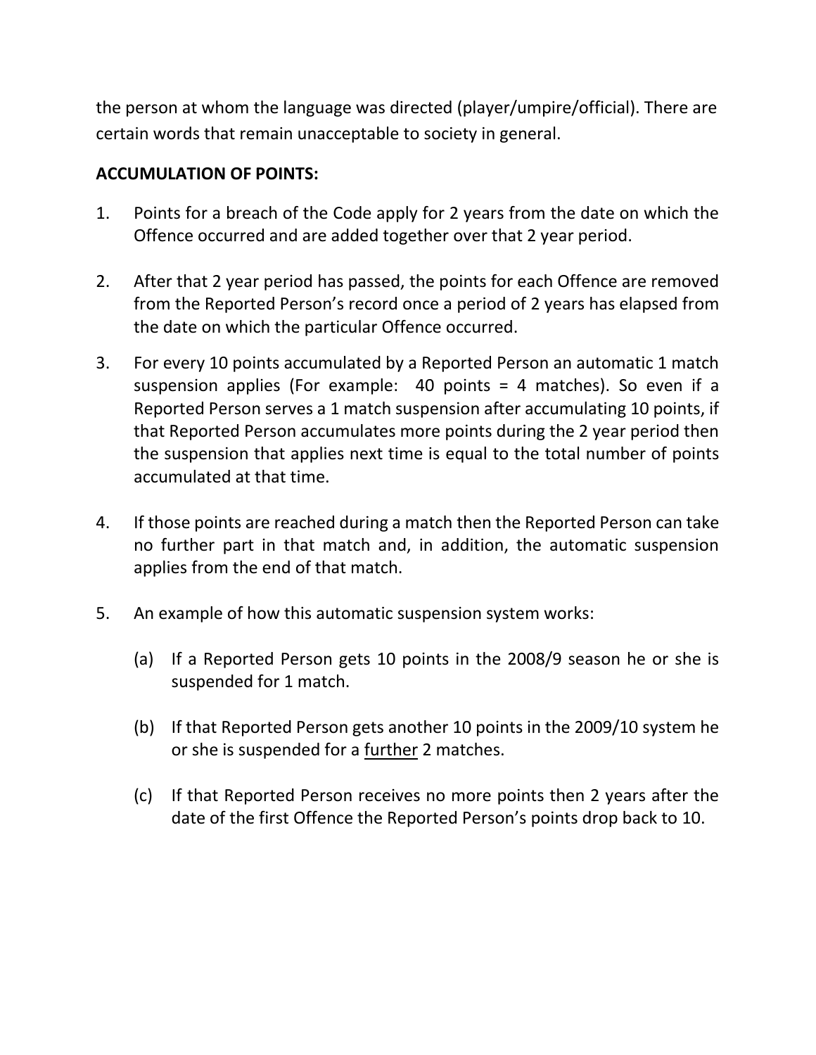the person at whom the language was directed (player/umpire/official). There are certain words that remain unacceptable to society in general.

**ACCUMULATION OF POINTS:**

1. Points for a breach of the Code apply for 2 years from the date on which the Offence occurred and are added together over that 2 year period.

2. After that 2 year period has passed, the points for each Offence are removed from the Reported Person's record once a period of 2 years has elapsed from the date on which the particular Offence occurred.

3. For every 10 points accumulated by a Reported Person an automatic 1 match suspension applies (For example: 40 points = 4 matches). So even if a Reported Person serves a 1 match suspension after accumulating 10 points, if that Reported Person accumulates more points during the 2 year period then the suspension that applies next time is equal to the total number of points accumulated at that time.

4. If those points are reached during a match then the Reported Person can take no further part in that match and, in addition, the automatic suspension applies from the end of that match.

5. An example of how this automatic suspension system works:

   (a) If a Reported Person gets 10 points in the 2008/9 season he or she is suspended for 1 match.

   (b) If that Reported Person gets another 10 points in the 2009/10 system he or she is suspended for a <u>further</u> 2 matches.

   (c) If that Reported Person receives no more points then 2 years after the date of the first Offence the Reported Person's points drop back to 10.